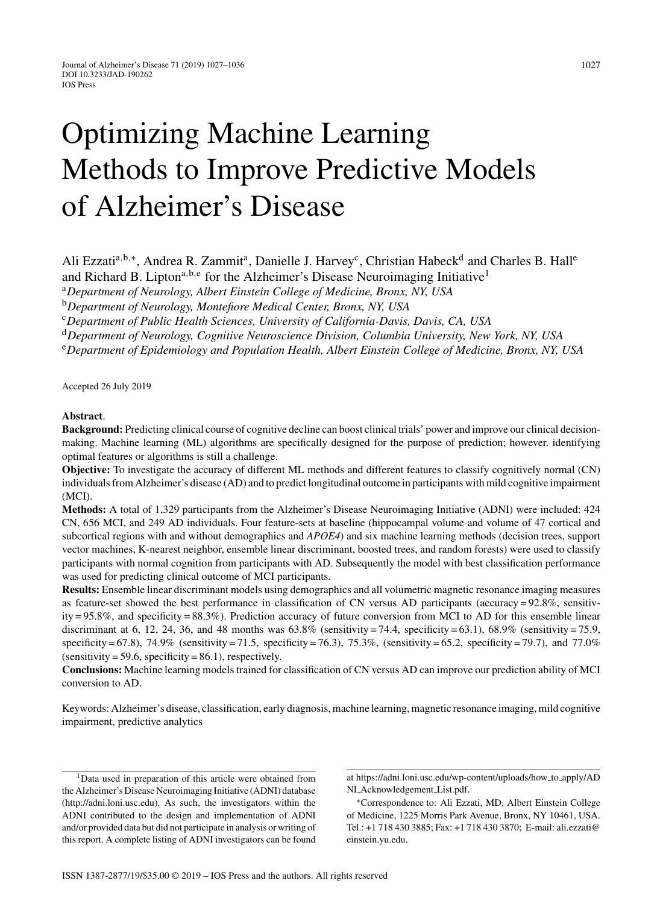# Optimizing Machine Learning Methods to Improve Predictive Models of Alzheimer's Disease

Ali Ezzati[a,b,*], Andrea R. Zammit[a], Danielle J. Harvey[c], Christian Habeck[d] and Charles B. Hall[e] and Richard B. Lipton[a,b,e] for the Alzheimer's Disease Neuroimaging Initiative[1]

[a]*Department of Neurology, Albert Einstein College of Medicine, Bronx, NY, USA*

[b]*Department of Neurology, Montefiore Medical Center, Bronx, NY, USA*

[c]*Department of Public Health Sciences, University of California-Davis, Davis, CA, USA*

[d]*Department of Neurology, Cognitive Neuroscience Division, Columbia University, New York, NY, USA*

[e]*Department of Epidemiology and Population Health, Albert Einstein College of Medicine, Bronx, NY, USA*

Accepted 26 July 2019

**Abstract**.

**Background:** Predicting clinical course of cognitive decline can boost clinical trials' power and improve our clinical decision-making. Machine learning (ML) algorithms are specifically designed for the purpose of prediction; however. identifying optimal features or algorithms is still a challenge.

**Objective:** To investigate the accuracy of different ML methods and different features to classify cognitively normal (CN) individuals from Alzheimer's disease (AD) and to predict longitudinal outcome in participants with mild cognitive impairment (MCI).

**Methods:** A total of 1,329 participants from the Alzheimer's Disease Neuroimaging Initiative (ADNI) were included: 424 CN, 656 MCI, and 249 AD individuals. Four feature-sets at baseline (hippocampal volume and volume of 47 cortical and subcortical regions with and without demographics and *APOE4*) and six machine learning methods (decision trees, support vector machines, K-nearest neighbor, ensemble linear discriminant, boosted trees, and random forests) were used to classify participants with normal cognition from participants with AD. Subsequently the model with best classification performance was used for predicting clinical outcome of MCI participants.

**Results:** Ensemble linear discriminant models using demographics and all volumetric magnetic resonance imaging measures as feature-set showed the best performance in classification of CN versus AD participants (accuracy = 92.8%, sensitivity = 95.8%, and specificity = 88.3%). Prediction accuracy of future conversion from MCI to AD for this ensemble linear discriminant at 6, 12, 24, 36, and 48 months was 63.8% (sensitivity = 74.4, specificity = 63.1), 68.9% (sensitivity = 75.9, specificity = 67.8), 74.9% (sensitivity = 71.5, specificity = 76.3), 75.3%, (sensitivity = 65.2, specificity = 79.7), and 77.0% (sensitivity = 59.6, specificity = 86.1), respectively.

**Conclusions:** Machine learning models trained for classification of CN versus AD can improve our prediction ability of MCI conversion to AD.

Keywords: Alzheimer's disease, classification, early diagnosis, machine learning, magnetic resonance imaging, mild cognitive impairment, predictive analytics

[1]Data used in preparation of this article were obtained from the Alzheimer's Disease Neuroimaging Initiative (ADNI) database (http://adni.loni.usc.edu). As such, the investigators within the ADNI contributed to the design and implementation of ADNI and/or provided data but did not participate in analysis or writing of this report. A complete listing of ADNI investigators can be found at https://adni.loni.usc.edu/wp-content/uploads/how_to_apply/ADNI_Acknowledgement_List.pdf.

*Correspondence to: Ali Ezzati, MD, Albert Einstein College of Medicine, 1225 Morris Park Avenue, Bronx, NY 10461, USA. Tel.: +1 718 430 3885; Fax: +1 718 430 3870; E-mail: ali.ezzati@einstein.yu.edu.

ISSN 1387-2877/19/$35.00 © 2019 – IOS Press and the authors. All rights reserved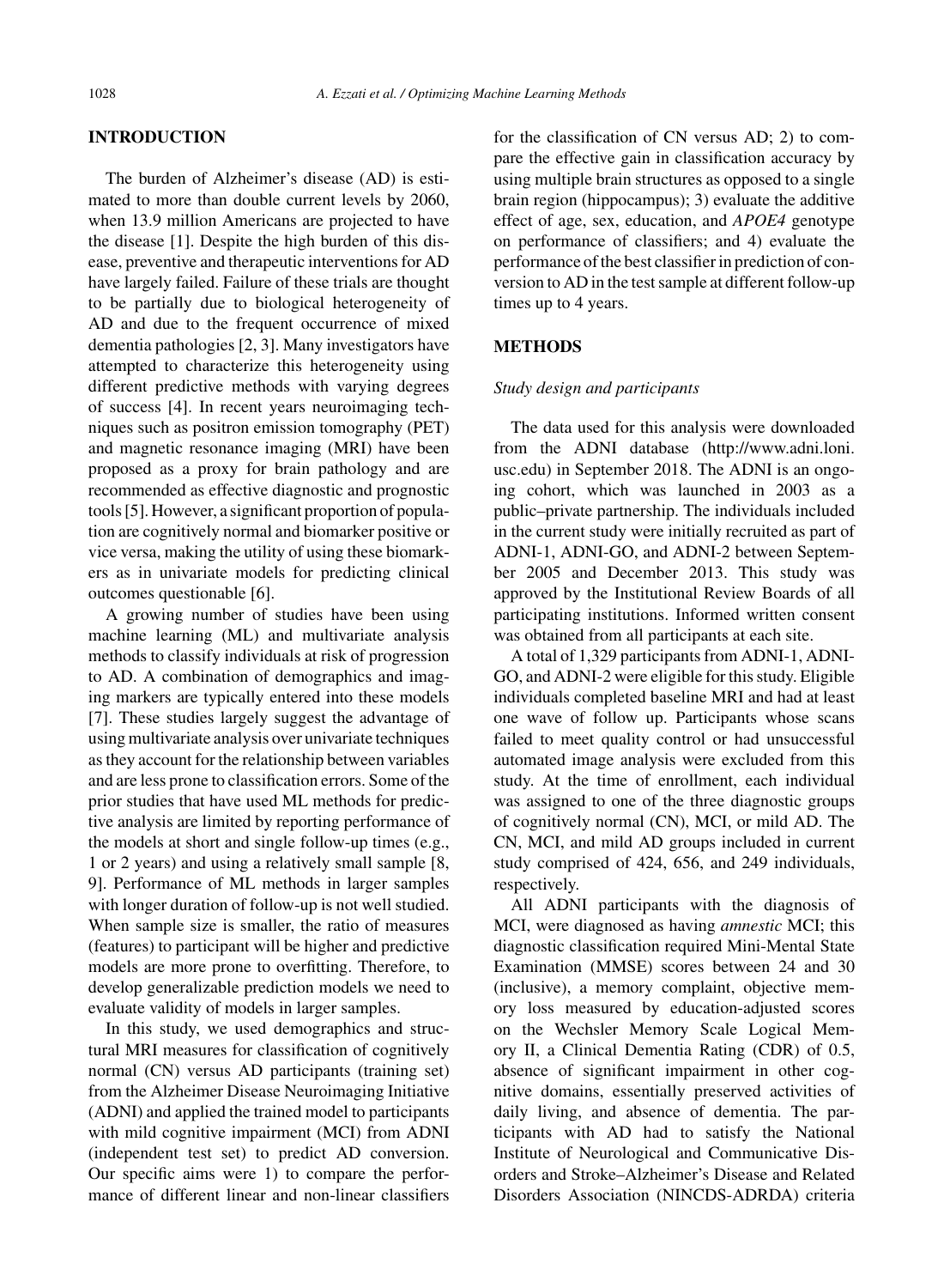## INTRODUCTION

The burden of Alzheimer's disease (AD) is estimated to more than double current levels by 2060, when 13.9 million Americans are projected to have the disease [1]. Despite the high burden of this disease, preventive and therapeutic interventions for AD have largely failed. Failure of these trials are thought to be partially due to biological heterogeneity of AD and due to the frequent occurrence of mixed dementia pathologies [2, 3]. Many investigators have attempted to characterize this heterogeneity using different predictive methods with varying degrees of success [4]. In recent years neuroimaging techniques such as positron emission tomography (PET) and magnetic resonance imaging (MRI) have been proposed as a proxy for brain pathology and are recommended as effective diagnostic and prognostic tools [5]. However, a significant proportion of population are cognitively normal and biomarker positive or vice versa, making the utility of using these biomarkers as in univariate models for predicting clinical outcomes questionable [6].

A growing number of studies have been using machine learning (ML) and multivariate analysis methods to classify individuals at risk of progression to AD. A combination of demographics and imaging markers are typically entered into these models [7]. These studies largely suggest the advantage of using multivariate analysis over univariate techniques as they account for the relationship between variables and are less prone to classification errors. Some of the prior studies that have used ML methods for predictive analysis are limited by reporting performance of the models at short and single follow-up times (e.g., 1 or 2 years) and using a relatively small sample [8, 9]. Performance of ML methods in larger samples with longer duration of follow-up is not well studied. When sample size is smaller, the ratio of measures (features) to participant will be higher and predictive models are more prone to overfitting. Therefore, to develop generalizable prediction models we need to evaluate validity of models in larger samples.

In this study, we used demographics and structural MRI measures for classification of cognitively normal (CN) versus AD participants (training set) from the Alzheimer Disease Neuroimaging Initiative (ADNI) and applied the trained model to participants with mild cognitive impairment (MCI) from ADNI (independent test set) to predict AD conversion. Our specific aims were 1) to compare the performance of different linear and non-linear classifiers for the classification of CN versus AD; 2) to compare the effective gain in classification accuracy by using multiple brain structures as opposed to a single brain region (hippocampus); 3) evaluate the additive effect of age, sex, education, and *APOE4* genotype on performance of classifiers; and 4) evaluate the performance of the best classifier in prediction of conversion to AD in the test sample at different follow-up times up to 4 years.

## METHODS

### *Study design and participants*

The data used for this analysis were downloaded from the ADNI database (http://www.adni.loni.usc.edu) in September 2018. The ADNI is an ongoing cohort, which was launched in 2003 as a public–private partnership. The individuals included in the current study were initially recruited as part of ADNI-1, ADNI-GO, and ADNI-2 between September 2005 and December 2013. This study was approved by the Institutional Review Boards of all participating institutions. Informed written consent was obtained from all participants at each site.

A total of 1,329 participants from ADNI-1, ADNI-GO, and ADNI-2 were eligible for this study. Eligible individuals completed baseline MRI and had at least one wave of follow up. Participants whose scans failed to meet quality control or had unsuccessful automated image analysis were excluded from this study. At the time of enrollment, each individual was assigned to one of the three diagnostic groups of cognitively normal (CN), MCI, or mild AD. The CN, MCI, and mild AD groups included in current study comprised of 424, 656, and 249 individuals, respectively.

All ADNI participants with the diagnosis of MCI, were diagnosed as having *amnestic* MCI; this diagnostic classification required Mini-Mental State Examination (MMSE) scores between 24 and 30 (inclusive), a memory complaint, objective memory loss measured by education-adjusted scores on the Wechsler Memory Scale Logical Memory II, a Clinical Dementia Rating (CDR) of 0.5, absence of significant impairment in other cognitive domains, essentially preserved activities of daily living, and absence of dementia. The participants with AD had to satisfy the National Institute of Neurological and Communicative Disorders and Stroke–Alzheimer's Disease and Related Disorders Association (NINCDS-ADRDA) criteria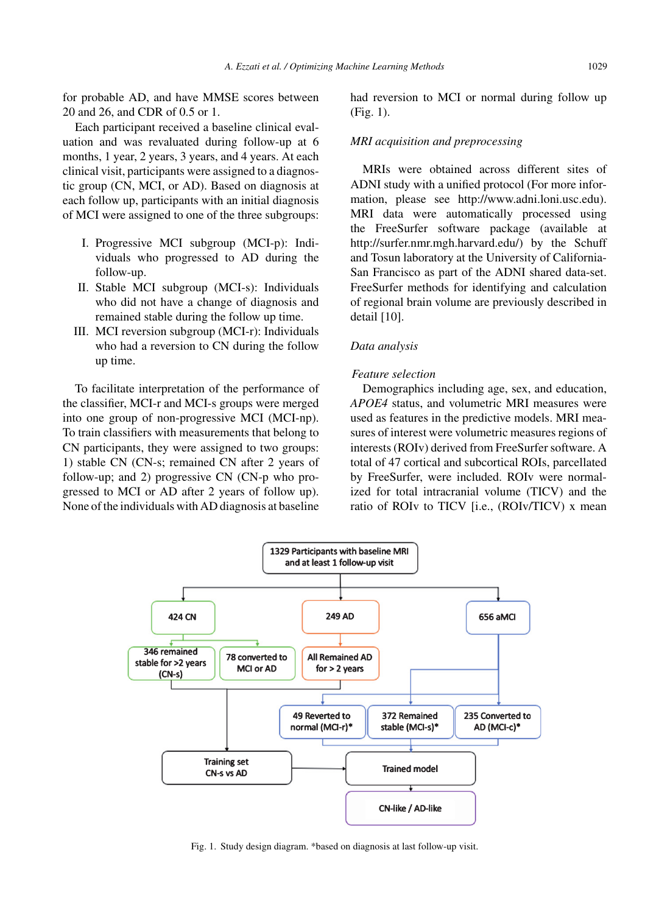for probable AD, and have MMSE scores between 20 and 26, and CDR of 0.5 or 1.

Each participant received a baseline clinical evaluation and was revaluated during follow-up at 6 months, 1 year, 2 years, 3 years, and 4 years. At each clinical visit, participants were assigned to a diagnostic group (CN, MCI, or AD). Based on diagnosis at each follow up, participants with an initial diagnosis of MCI were assigned to one of the three subgroups:

I. Progressive MCI subgroup (MCI-p): Individuals who progressed to AD during the follow-up.
II. Stable MCI subgroup (MCI-s): Individuals who did not have a change of diagnosis and remained stable during the follow up time.
III. MCI reversion subgroup (MCI-r): Individuals who had a reversion to CN during the follow up time.

To facilitate interpretation of the performance of the classifier, MCI-r and MCI-s groups were merged into one group of non-progressive MCI (MCI-np). To train classifiers with measurements that belong to CN participants, they were assigned to two groups: 1) stable CN (CN-s; remained CN after 2 years of follow-up; and 2) progressive CN (CN-p who progressed to MCI or AD after 2 years of follow up). None of the individuals with AD diagnosis at baseline had reversion to MCI or normal during follow up (Fig. 1).

### *MRI acquisition and preprocessing*

MRIs were obtained across different sites of ADNI study with a unified protocol (For more information, please see http://www.adni.loni.usc.edu). MRI data were automatically processed using the FreeSurfer software package (available at http://surfer.nmr.mgh.harvard.edu/) by the Schuff and Tosun laboratory at the University of California-San Francisco as part of the ADNI shared data-set. FreeSurfer methods for identifying and calculation of regional brain volume are previously described in detail [10].

### *Data analysis*

#### *Feature selection*

Demographics including age, sex, and education, *APOE4* status, and volumetric MRI measures were used as features in the predictive models. MRI measures of interest were volumetric measures regions of interests (ROIv) derived from FreeSurfer software. A total of 47 cortical and subcortical ROIs, parcellated by FreeSurfer, were included. ROIv were normalized for total intracranial volume (TICV) and the ratio of ROIv to TICV [i.e., (ROIv/TICV) x mean

Fig. 1. Study design diagram. *based on diagnosis at last follow-up visit.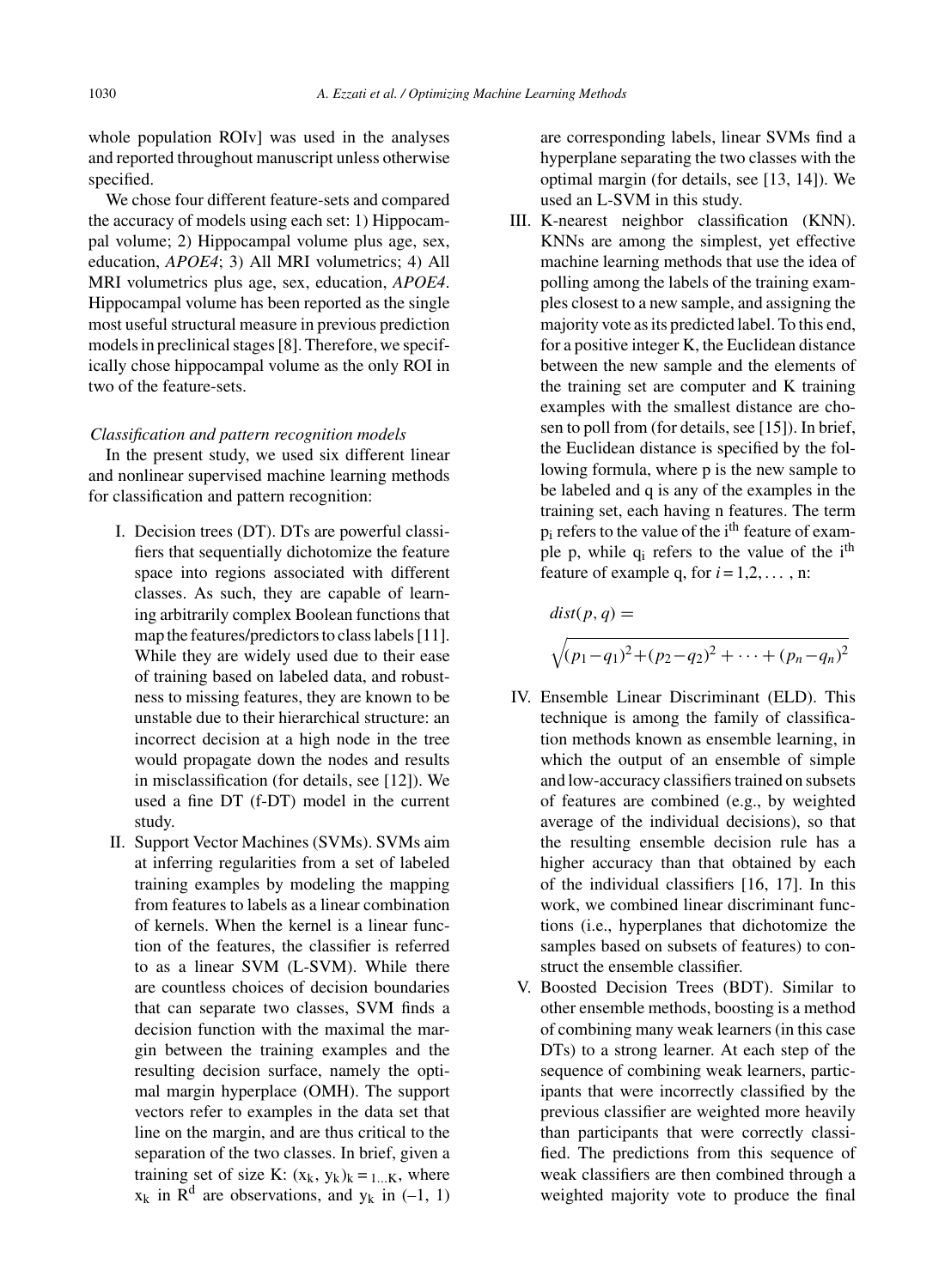whole population ROIv] was used in the analyses and reported throughout manuscript unless otherwise specified.

We chose four different feature-sets and compared the accuracy of models using each set: 1) Hippocampal volume; 2) Hippocampal volume plus age, sex, education, *APOE4*; 3) All MRI volumetrics; 4) All MRI volumetrics plus age, sex, education, *APOE4*. Hippocampal volume has been reported as the single most useful structural measure in previous prediction models in preclinical stages [8]. Therefore, we specifically chose hippocampal volume as the only ROI in two of the feature-sets.

*Classification and pattern recognition models*

In the present study, we used six different linear and nonlinear supervised machine learning methods for classification and pattern recognition:

I. Decision trees (DT). DTs are powerful classifiers that sequentially dichotomize the feature space into regions associated with different classes. As such, they are capable of learning arbitrarily complex Boolean functions that map the features/predictors to class labels [11]. While they are widely used due to their ease of training based on labeled data, and robustness to missing features, they are known to be unstable due to their hierarchical structure: an incorrect decision at a high node in the tree would propagate down the nodes and results in misclassification (for details, see [12]). We used a fine DT (f-DT) model in the current study.

II. Support Vector Machines (SVMs). SVMs aim at inferring regularities from a set of labeled training examples by modeling the mapping from features to labels as a linear combination of kernels. When the kernel is a linear function of the features, the classifier is referred to as a linear SVM (L-SVM). While there are countless choices of decision boundaries that can separate two classes, SVM finds a decision function with the maximal the margin between the training examples and the resulting decision surface, namely the optimal margin hyperplace (OMH). The support vectors refer to examples in the data set that line on the margin, and are thus critical to the separation of the two classes. In brief, given a training set of size K: $(x_k, y_k)_{k=1...K}$, where $x_k$ in $R^d$ are observations, and $y_k$ in (–1, 1) are corresponding labels, linear SVMs find a hyperplane separating the two classes with the optimal margin (for details, see [13, 14]). We used an L-SVM in this study.

III. K-nearest neighbor classification (KNN). KNNs are among the simplest, yet effective machine learning methods that use the idea of polling among the labels of the training examples closest to a new sample, and assigning the majority vote as its predicted label. To this end, for a positive integer K, the Euclidean distance between the new sample and the elements of the training set are computer and K training examples with the smallest distance are chosen to poll from (for details, see [15]). In brief, the Euclidean distance is specified by the following formula, where p is the new sample to be labeled and q is any of the examples in the training set, each having n features. The term $p_i$ refers to the value of the $i^{th}$ feature of example p, while $q_i$ refers to the value of the $i^{th}$ feature of example q, for $i = 1,2, \ldots$ , n:

$$dist(p, q) = \sqrt{(p_1 - q_1)^2 + (p_2 - q_2)^2 + \cdots + (p_n - q_n)^2}$$

IV. Ensemble Linear Discriminant (ELD). This technique is among the family of classification methods known as ensemble learning, in which the output of an ensemble of simple and low-accuracy classifiers trained on subsets of features are combined (e.g., by weighted average of the individual decisions), so that the resulting ensemble decision rule has a higher accuracy than that obtained by each of the individual classifiers [16, 17]. In this work, we combined linear discriminant functions (i.e., hyperplanes that dichotomize the samples based on subsets of features) to construct the ensemble classifier.

V. Boosted Decision Trees (BDT). Similar to other ensemble methods, boosting is a method of combining many weak learners (in this case DTs) to a strong learner. At each step of the sequence of combining weak learners, participants that were incorrectly classified by the previous classifier are weighted more heavily than participants that were correctly classified. The predictions from this sequence of weak classifiers are then combined through a weighted majority vote to produce the final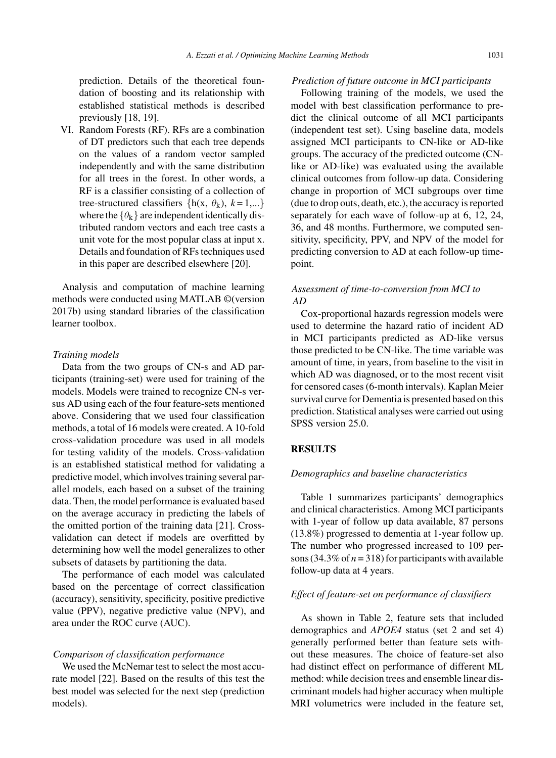prediction. Details of the theoretical foundation of boosting and its relationship with established statistical methods is described previously [18, 19].

VI. Random Forests (RF). RFs are a combination of DT predictors such that each tree depends on the values of a random vector sampled independently and with the same distribution for all trees in the forest. In other words, a RF is a classifier consisting of a collection of tree-structured classifiers $\{h(x, \theta_k), k = 1, ...\}$ where the $\{\theta_k\}$ are independent identically distributed random vectors and each tree casts a unit vote for the most popular class at input x. Details and foundation of RFs techniques used in this paper are described elsewhere [20].

Analysis and computation of machine learning methods were conducted using MATLAB ©(version 2017b) using standard libraries of the classification learner toolbox.

### *Training models*

Data from the two groups of CN-s and AD participants (training-set) were used for training of the models. Models were trained to recognize CN-s versus AD using each of the four feature-sets mentioned above. Considering that we used four classification methods, a total of 16 models were created. A 10-fold cross-validation procedure was used in all models for testing validity of the models. Cross-validation is an established statistical method for validating a predictive model, which involves training several parallel models, each based on a subset of the training data. Then, the model performance is evaluated based on the average accuracy in predicting the labels of the omitted portion of the training data [21]. Cross-validation can detect if models are overfitted by determining how well the model generalizes to other subsets of datasets by partitioning the data.

The performance of each model was calculated based on the percentage of correct classification (accuracy), sensitivity, specificity, positive predictive value (PPV), negative predictive value (NPV), and area under the ROC curve (AUC).

### *Comparison of classification performance*

We used the McNemar test to select the most accurate model [22]. Based on the results of this test the best model was selected for the next step (prediction models).

### *Prediction of future outcome in MCI participants*

Following training of the models, we used the model with best classification performance to predict the clinical outcome of all MCI participants (independent test set). Using baseline data, models assigned MCI participants to CN-like or AD-like groups. The accuracy of the predicted outcome (CN-like or AD-like) was evaluated using the available clinical outcomes from follow-up data. Considering change in proportion of MCI subgroups over time (due to drop outs, death, etc.), the accuracy is reported separately for each wave of follow-up at 6, 12, 24, 36, and 48 months. Furthermore, we computed sensitivity, specificity, PPV, and NPV of the model for predicting conversion to AD at each follow-up timepoint.

### *Assessment of time-to-conversion from MCI to AD*

Cox-proportional hazards regression models were used to determine the hazard ratio of incident AD in MCI participants predicted as AD-like versus those predicted to be CN-like. The time variable was amount of time, in years, from baseline to the visit in which AD was diagnosed, or to the most recent visit for censored cases (6-month intervals). Kaplan Meier survival curve for Dementia is presented based on this prediction. Statistical analyses were carried out using SPSS version 25.0.

## RESULTS

### *Demographics and baseline characteristics*

Table 1 summarizes participants' demographics and clinical characteristics. Among MCI participants with 1-year of follow up data available, 87 persons (13.8%) progressed to dementia at 1-year follow up. The number who progressed increased to 109 persons (34.3% of $n = 318$) for participants with available follow-up data at 4 years.

### *Effect of feature-set on performance of classifiers*

As shown in Table 2, feature sets that included demographics and *APOE4* status (set 2 and set 4) generally performed better than feature sets without these measures. The choice of feature-set also had distinct effect on performance of different ML method: while decision trees and ensemble linear discriminant models had higher accuracy when multiple MRI volumetrics were included in the feature set,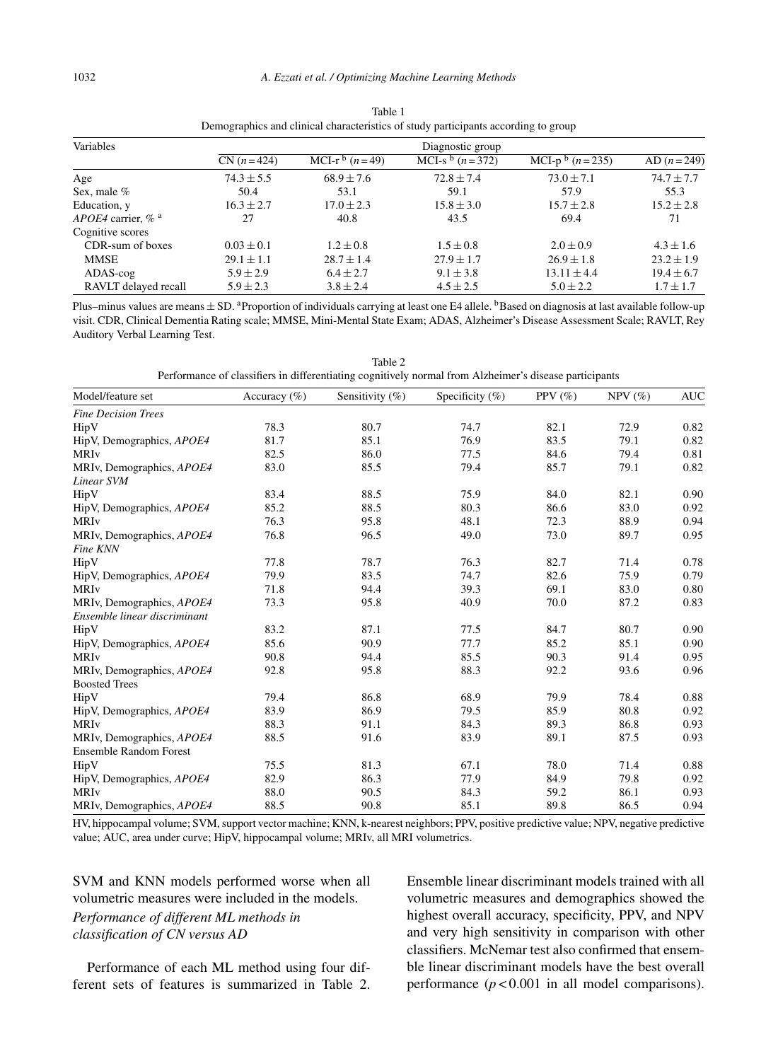Table 1
Demographics and clinical characteristics of study participants according to group

| Variables | Diagnostic group | | | | |
|---|---|---|---|---|---|
| | CN ($n=424$) | MCI-r [b] ($n=49$) | MCI-s [b] ($n=372$) | MCI-p [b] ($n=235$) | AD ($n=249$) |
| Age | $74.3 \pm 5.5$ | $68.9 \pm 7.6$ | $72.8 \pm 7.4$ | $73.0 \pm 7.1$ | $74.7 \pm 7.7$ |
| Sex, male % | 50.4 | 53.1 | 59.1 | 57.9 | 55.3 |
| Education, y | $16.3 \pm 2.7$ | $17.0 \pm 2.3$ | $15.8 \pm 3.0$ | $15.7 \pm 2.8$ | $15.2 \pm 2.8$ |
| *APOE4* carrier, % [a] | 27 | 40.8 | 43.5 | 69.4 | 71 |
| Cognitive scores | | | | | |
| CDR-sum of boxes | $0.03 \pm 0.1$ | $1.2 \pm 0.8$ | $1.5 \pm 0.8$ | $2.0 \pm 0.9$ | $4.3 \pm 1.6$ |
| MMSE | $29.1 \pm 1.1$ | $28.7 \pm 1.4$ | $27.9 \pm 1.7$ | $26.9 \pm 1.8$ | $23.2 \pm 1.9$ |
| ADAS-cog | $5.9 \pm 2.9$ | $6.4 \pm 2.7$ | $9.1 \pm 3.8$ | $13.11 \pm 4.4$ | $19.4 \pm 6.7$ |
| RAVLT delayed recall | $5.9 \pm 2.3$ | $3.8 \pm 2.4$ | $4.5 \pm 2.5$ | $5.0 \pm 2.2$ | $1.7 \pm 1.7$ |

Plus–minus values are means ± SD. [a]Proportion of individuals carrying at least one E4 allele. [b]Based on diagnosis at last available follow-up visit. CDR, Clinical Dementia Rating scale; MMSE, Mini-Mental State Exam; ADAS, Alzheimer's Disease Assessment Scale; RAVLT, Rey Auditory Verbal Learning Test.

Table 2
Performance of classifiers in differentiating cognitively normal from Alzheimer's disease participants

| Model/feature set | Accuracy (%) | Sensitivity (%) | Specificity (%) | PPV (%) | NPV (%) | AUC |
|---|---|---|---|---|---|---|
| *Fine Decision Trees* | | | | | | |
| HipV | 78.3 | 80.7 | 74.7 | 82.1 | 72.9 | 0.82 |
| HipV, Demographics, *APOE4* | 81.7 | 85.1 | 76.9 | 83.5 | 79.1 | 0.82 |
| MRIv | 82.5 | 86.0 | 77.5 | 84.6 | 79.4 | 0.81 |
| MRIv, Demographics, *APOE4* | 83.0 | 85.5 | 79.4 | 85.7 | 79.1 | 0.82 |
| *Linear SVM* | | | | | | |
| HipV | 83.4 | 88.5 | 75.9 | 84.0 | 82.1 | 0.90 |
| HipV, Demographics, *APOE4* | 85.2 | 88.5 | 80.3 | 86.6 | 83.0 | 0.92 |
| MRIv | 76.3 | 95.8 | 48.1 | 72.3 | 88.9 | 0.94 |
| MRIv, Demographics, *APOE4* | 76.8 | 96.5 | 49.0 | 73.0 | 89.7 | 0.95 |
| *Fine KNN* | | | | | | |
| HipV | 77.8 | 78.7 | 76.3 | 82.7 | 71.4 | 0.78 |
| HipV, Demographics, *APOE4* | 79.9 | 83.5 | 74.7 | 82.6 | 75.9 | 0.79 |
| MRIv | 71.8 | 94.4 | 39.3 | 69.1 | 83.0 | 0.80 |
| MRIv, Demographics, *APOE4* | 73.3 | 95.8 | 40.9 | 70.0 | 87.2 | 0.83 |
| *Ensemble linear discriminant* | | | | | | |
| HipV | 83.2 | 87.1 | 77.5 | 84.7 | 80.7 | 0.90 |
| HipV, Demographics, *APOE4* | 85.6 | 90.9 | 77.7 | 85.2 | 85.1 | 0.90 |
| MRIv | 90.8 | 94.4 | 85.5 | 90.3 | 91.4 | 0.95 |
| MRIv, Demographics, *APOE4* | 92.8 | 95.8 | 88.3 | 92.2 | 93.6 | 0.96 |
| Boosted Trees | | | | | | |
| HipV | 79.4 | 86.8 | 68.9 | 79.9 | 78.4 | 0.88 |
| HipV, Demographics, *APOE4* | 83.9 | 86.9 | 79.5 | 85.9 | 80.8 | 0.92 |
| MRIv | 88.3 | 91.1 | 84.3 | 89.3 | 86.8 | 0.93 |
| MRIv, Demographics, *APOE4* | 88.5 | 91.6 | 83.9 | 89.1 | 87.5 | 0.93 |
| Ensemble Random Forest | | | | | | |
| HipV | 75.5 | 81.3 | 67.1 | 78.0 | 71.4 | 0.88 |
| HipV, Demographics, *APOE4* | 82.9 | 86.3 | 77.9 | 84.9 | 79.8 | 0.92 |
| MRIv | 88.0 | 90.5 | 84.3 | 59.2 | 86.1 | 0.93 |
| MRIv, Demographics, *APOE4* | 88.5 | 90.8 | 85.1 | 89.8 | 86.5 | 0.94 |

HV, hippocampal volume; SVM, support vector machine; KNN, k-nearest neighbors; PPV, positive predictive value; NPV, negative predictive value; AUC, area under curve; HipV, hippocampal volume; MRIv, all MRI volumetrics.

SVM and KNN models performed worse when all volumetric measures were included in the models.

### *Performance of different ML methods in classification of CN versus AD*

Performance of each ML method using four different sets of features is summarized in Table 2. Ensemble linear discriminant models trained with all volumetric measures and demographics showed the highest overall accuracy, specificity, PPV, and NPV and very high sensitivity in comparison with other classifiers. McNemar test also confirmed that ensemble linear discriminant models have the best overall performance ($p < 0.001$ in all model comparisons).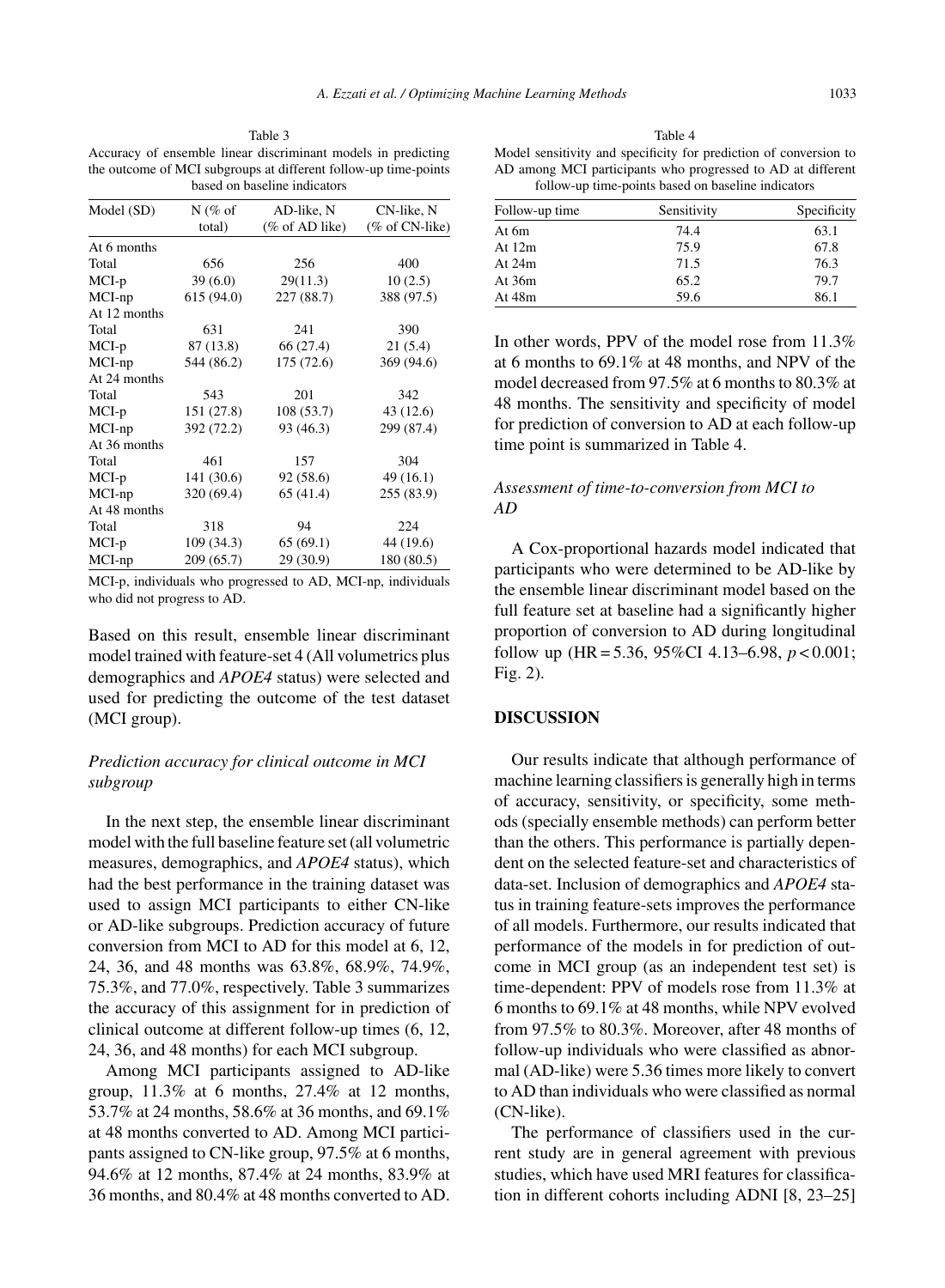Table 3
Accuracy of ensemble linear discriminant models in predicting the outcome of MCI subgroups at different follow-up time-points based on baseline indicators

| Model (SD) | N (% of total) | AD-like, N (% of AD like) | CN-like, N (% of CN-like) |
|---|---|---|---|
| At 6 months | | | |
| Total | 656 | 256 | 400 |
| MCI-p | 39 (6.0) | 29(11.3) | 10 (2.5) |
| MCI-np | 615 (94.0) | 227 (88.7) | 388 (97.5) |
| At 12 months | | | |
| Total | 631 | 241 | 390 |
| MCI-p | 87 (13.8) | 66 (27.4) | 21 (5.4) |
| MCI-np | 544 (86.2) | 175 (72.6) | 369 (94.6) |
| At 24 months | | | |
| Total | 543 | 201 | 342 |
| MCI-p | 151 (27.8) | 108 (53.7) | 43 (12.6) |
| MCI-np | 392 (72.2) | 93 (46.3) | 299 (87.4) |
| At 36 months | | | |
| Total | 461 | 157 | 304 |
| MCI-p | 141 (30.6) | 92 (58.6) | 49 (16.1) |
| MCI-np | 320 (69.4) | 65 (41.4) | 255 (83.9) |
| At 48 months | | | |
| Total | 318 | 94 | 224 |
| MCI-p | 109 (34.3) | 65 (69.1) | 44 (19.6) |
| MCI-np | 209 (65.7) | 29 (30.9) | 180 (80.5) |

MCI-p, individuals who progressed to AD, MCI-np, individuals who did not progress to AD.

Based on this result, ensemble linear discriminant model trained with feature-set 4 (All volumetrics plus demographics and *APOE4* status) were selected and used for predicting the outcome of the test dataset (MCI group).

### *Prediction accuracy for clinical outcome in MCI subgroup*

In the next step, the ensemble linear discriminant model with the full baseline feature set (all volumetric measures, demographics, and *APOE4* status), which had the best performance in the training dataset was used to assign MCI participants to either CN-like or AD-like subgroups. Prediction accuracy of future conversion from MCI to AD for this model at 6, 12, 24, 36, and 48 months was 63.8%, 68.9%, 74.9%, 75.3%, and 77.0%, respectively. Table 3 summarizes the accuracy of this assignment for in prediction of clinical outcome at different follow-up times (6, 12, 24, 36, and 48 months) for each MCI subgroup.

Among MCI participants assigned to AD-like group, 11.3% at 6 months, 27.4% at 12 months, 53.7% at 24 months, 58.6% at 36 months, and 69.1% at 48 months converted to AD. Among MCI participants assigned to CN-like group, 97.5% at 6 months, 94.6% at 12 months, 87.4% at 24 months, 83.9% at 36 months, and 80.4% at 48 months converted to AD.

Table 4
Model sensitivity and specificity for prediction of conversion to AD among MCI participants who progressed to AD at different follow-up time-points based on baseline indicators

| Follow-up time | Sensitivity | Specificity |
|---|---|---|
| At 6m | 74.4 | 63.1 |
| At 12m | 75.9 | 67.8 |
| At 24m | 71.5 | 76.3 |
| At 36m | 65.2 | 79.7 |
| At 48m | 59.6 | 86.1 |

In other words, PPV of the model rose from 11.3% at 6 months to 69.1% at 48 months, and NPV of the model decreased from 97.5% at 6 months to 80.3% at 48 months. The sensitivity and specificity of model for prediction of conversion to AD at each follow-up time point is summarized in Table 4.

### *Assessment of time-to-conversion from MCI to AD*

A Cox-proportional hazards model indicated that participants who were determined to be AD-like by the ensemble linear discriminant model based on the full feature set at baseline had a significantly higher proportion of conversion to AD during longitudinal follow up (HR = 5.36, 95%CI 4.13–6.98, $p < 0.001$; Fig. 2).

## DISCUSSION

Our results indicate that although performance of machine learning classifiers is generally high in terms of accuracy, sensitivity, or specificity, some methods (specially ensemble methods) can perform better than the others. This performance is partially dependent on the selected feature-set and characteristics of data-set. Inclusion of demographics and *APOE4* status in training feature-sets improves the performance of all models. Furthermore, our results indicated that performance of the models in for prediction of outcome in MCI group (as an independent test set) is time-dependent: PPV of models rose from 11.3% at 6 months to 69.1% at 48 months, while NPV evolved from 97.5% to 80.3%. Moreover, after 48 months of follow-up individuals who were classified as abnormal (AD-like) were 5.36 times more likely to convert to AD than individuals who were classified as normal (CN-like).

The performance of classifiers used in the current study are in general agreement with previous studies, which have used MRI features for classification in different cohorts including ADNI [8, 23–25]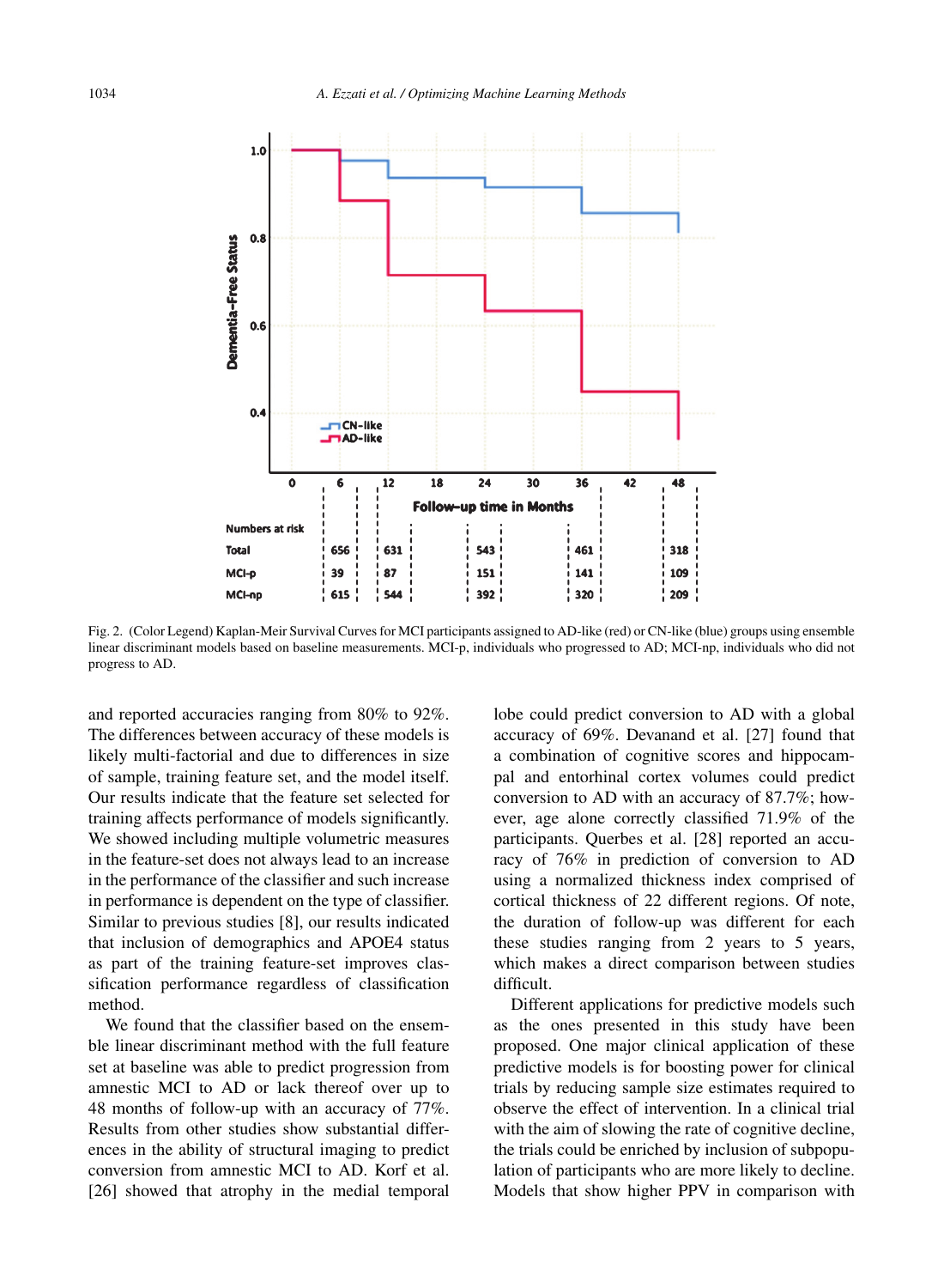Fig. 2. (Color Legend) Kaplan-Meir Survival Curves for MCI participants assigned to AD-like (red) or CN-like (blue) groups using ensemble linear discriminant models based on baseline measurements. MCI-p, individuals who progressed to AD; MCI-np, individuals who did not progress to AD.

and reported accuracies ranging from 80% to 92%. The differences between accuracy of these models is likely multi-factorial and due to differences in size of sample, training feature set, and the model itself. Our results indicate that the feature set selected for training affects performance of models significantly. We showed including multiple volumetric measures in the feature-set does not always lead to an increase in the performance of the classifier and such increase in performance is dependent on the type of classifier. Similar to previous studies [8], our results indicated that inclusion of demographics and APOE4 status as part of the training feature-set improves classification performance regardless of classification method.

We found that the classifier based on the ensemble linear discriminant method with the full feature set at baseline was able to predict progression from amnestic MCI to AD or lack thereof over up to 48 months of follow-up with an accuracy of 77%. Results from other studies show substantial differences in the ability of structural imaging to predict conversion from amnestic MCI to AD. Korf et al. [26] showed that atrophy in the medial temporal lobe could predict conversion to AD with a global accuracy of 69%. Devanand et al. [27] found that a combination of cognitive scores and hippocampal and entorhinal cortex volumes could predict conversion to AD with an accuracy of 87.7%; however, age alone correctly classified 71.9% of the participants. Querbes et al. [28] reported an accuracy of 76% in prediction of conversion to AD using a normalized thickness index comprised of cortical thickness of 22 different regions. Of note, the duration of follow-up was different for each these studies ranging from 2 years to 5 years, which makes a direct comparison between studies difficult.

Different applications for predictive models such as the ones presented in this study have been proposed. One major clinical application of these predictive models is for boosting power for clinical trials by reducing sample size estimates required to observe the effect of intervention. In a clinical trial with the aim of slowing the rate of cognitive decline, the trials could be enriched by inclusion of subpopulation of participants who are more likely to decline. Models that show higher PPV in comparison with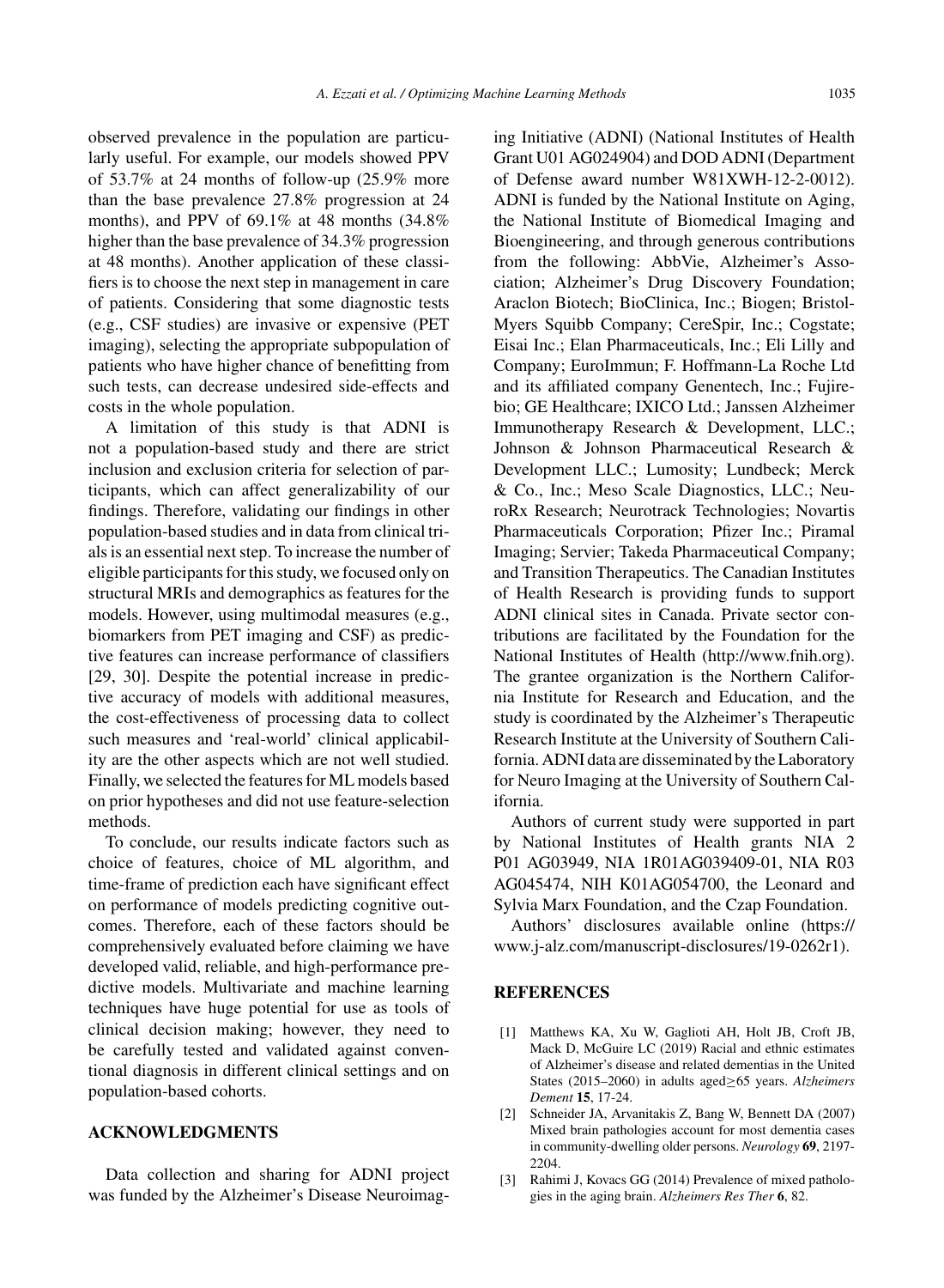observed prevalence in the population are particularly useful. For example, our models showed PPV of 53.7% at 24 months of follow-up (25.9% more than the base prevalence 27.8% progression at 24 months), and PPV of 69.1% at 48 months (34.8% higher than the base prevalence of 34.3% progression at 48 months). Another application of these classifiers is to choose the next step in management in care of patients. Considering that some diagnostic tests (e.g., CSF studies) are invasive or expensive (PET imaging), selecting the appropriate subpopulation of patients who have higher chance of benefitting from such tests, can decrease undesired side-effects and costs in the whole population.

A limitation of this study is that ADNI is not a population-based study and there are strict inclusion and exclusion criteria for selection of participants, which can affect generalizability of our findings. Therefore, validating our findings in other population-based studies and in data from clinical trials is an essential next step. To increase the number of eligible participants for this study, we focused only on structural MRIs and demographics as features for the models. However, using multimodal measures (e.g., biomarkers from PET imaging and CSF) as predictive features can increase performance of classifiers [29, 30]. Despite the potential increase in predictive accuracy of models with additional measures, the cost-effectiveness of processing data to collect such measures and 'real-world' clinical applicability are the other aspects which are not well studied. Finally, we selected the features for ML models based on prior hypotheses and did not use feature-selection methods.

To conclude, our results indicate factors such as choice of features, choice of ML algorithm, and time-frame of prediction each have significant effect on performance of models predicting cognitive outcomes. Therefore, each of these factors should be comprehensively evaluated before claiming we have developed valid, reliable, and high-performance predictive models. Multivariate and machine learning techniques have huge potential for use as tools of clinical decision making; however, they need to be carefully tested and validated against conventional diagnosis in different clinical settings and on population-based cohorts.

## ACKNOWLEDGMENTS

Data collection and sharing for ADNI project was funded by the Alzheimer's Disease Neuroimaging Initiative (ADNI) (National Institutes of Health Grant U01 AG024904) and DOD ADNI (Department of Defense award number W81XWH-12-2-0012). ADNI is funded by the National Institute on Aging, the National Institute of Biomedical Imaging and Bioengineering, and through generous contributions from the following: AbbVie, Alzheimer's Association; Alzheimer's Drug Discovery Foundation; Araclon Biotech; BioClinica, Inc.; Biogen; Bristol-Myers Squibb Company; CereSpir, Inc.; Cogstate; Eisai Inc.; Elan Pharmaceuticals, Inc.; Eli Lilly and Company; EuroImmun; F. Hoffmann-La Roche Ltd and its affiliated company Genentech, Inc.; Fujirebio; GE Healthcare; IXICO Ltd.; Janssen Alzheimer Immunotherapy Research & Development, LLC.; Johnson & Johnson Pharmaceutical Research & Development LLC.; Lumosity; Lundbeck; Merck & Co., Inc.; Meso Scale Diagnostics, LLC.; NeuroRx Research; Neurotrack Technologies; Novartis Pharmaceuticals Corporation; Pfizer Inc.; Piramal Imaging; Servier; Takeda Pharmaceutical Company; and Transition Therapeutics. The Canadian Institutes of Health Research is providing funds to support ADNI clinical sites in Canada. Private sector contributions are facilitated by the Foundation for the National Institutes of Health (http://www.fnih.org). The grantee organization is the Northern California Institute for Research and Education, and the study is coordinated by the Alzheimer's Therapeutic Research Institute at the University of Southern California. ADNI data are disseminated by the Laboratory for Neuro Imaging at the University of Southern California.

Authors of current study were supported in part by National Institutes of Health grants NIA 2 P01 AG03949, NIA 1R01AG039409-01, NIA R03 AG045474, NIH K01AG054700, the Leonard and Sylvia Marx Foundation, and the Czap Foundation.

Authors' disclosures available online (https://www.j-alz.com/manuscript-disclosures/19-0262r1).

## REFERENCES

[1] Matthews KA, Xu W, Gaglioti AH, Holt JB, Croft JB, Mack D, McGuire LC (2019) Racial and ethnic estimates of Alzheimer's disease and related dementias in the United States (2015–2060) in adults aged≥65 years. *Alzheimers Dement* **15**, 17-24.

[2] Schneider JA, Arvanitakis Z, Bang W, Bennett DA (2007) Mixed brain pathologies account for most dementia cases in community-dwelling older persons. *Neurology* **69**, 2197-2204.

[3] Rahimi J, Kovacs GG (2014) Prevalence of mixed pathologies in the aging brain. *Alzheimers Res Ther* **6**, 82.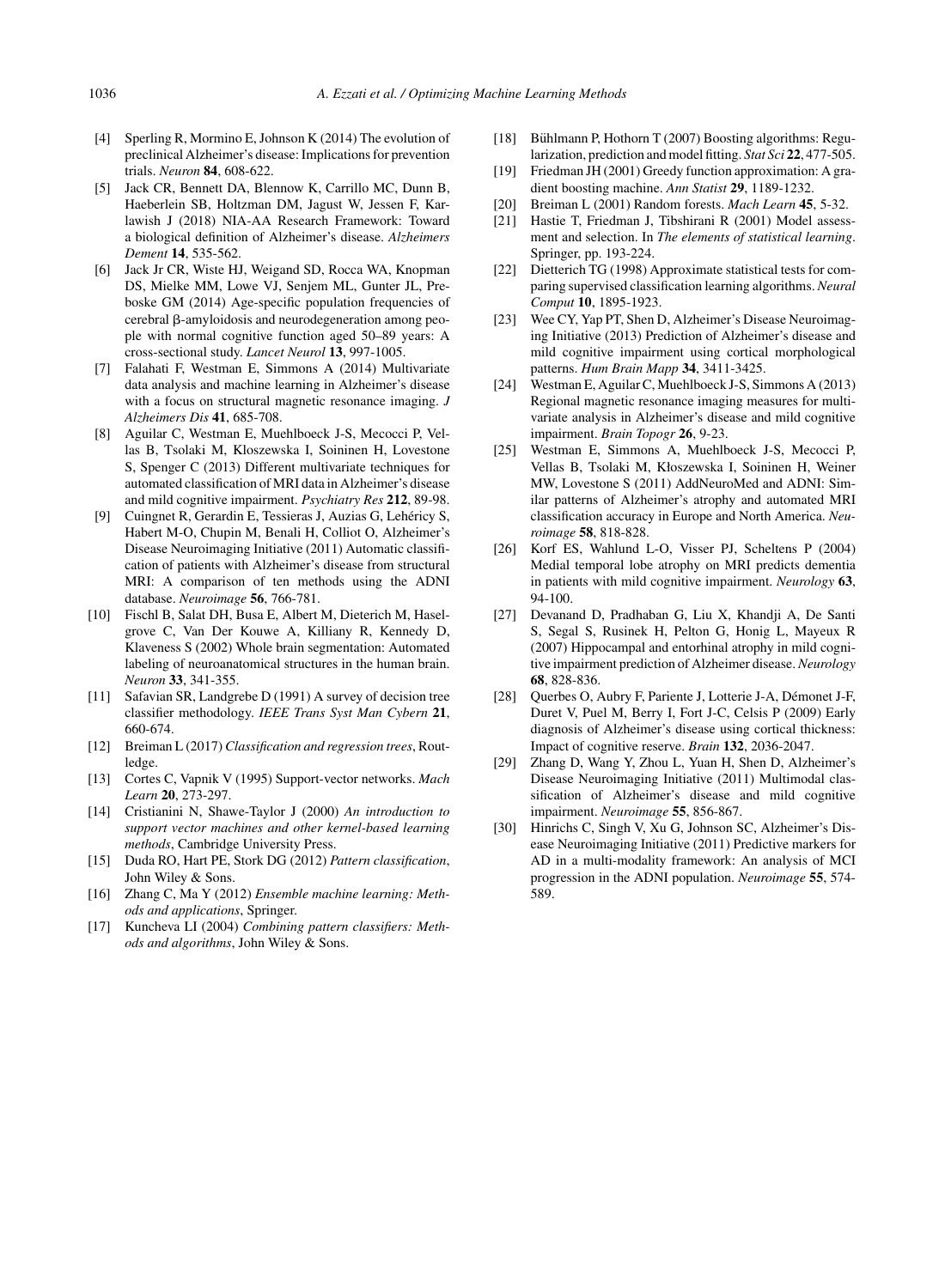[4] Sperling R, Mormino E, Johnson K (2014) The evolution of preclinical Alzheimer's disease: Implications for prevention trials. *Neuron* **84**, 608-622.

[5] Jack CR, Bennett DA, Blennow K, Carrillo MC, Dunn B, Haeberlein SB, Holtzman DM, Jagust W, Jessen F, Karlawish J (2018) NIA-AA Research Framework: Toward a biological definition of Alzheimer's disease. *Alzheimers Dement* **14**, 535-562.

[6] Jack Jr CR, Wiste HJ, Weigand SD, Rocca WA, Knopman DS, Mielke MM, Lowe VJ, Senjem ML, Gunter JL, Preboske GM (2014) Age-specific population frequencies of cerebral β-amyloidosis and neurodegeneration among people with normal cognitive function aged 50–89 years: A cross-sectional study. *Lancet Neurol* **13**, 997-1005.

[7] Falahati F, Westman E, Simmons A (2014) Multivariate data analysis and machine learning in Alzheimer's disease with a focus on structural magnetic resonance imaging. *J Alzheimers Dis* **41**, 685-708.

[8] Aguilar C, Westman E, Muehlboeck J-S, Mecocci P, Vellas B, Tsolaki M, Kloszewska I, Soininen H, Lovestone S, Spenger C (2013) Different multivariate techniques for automated classification of MRI data in Alzheimer's disease and mild cognitive impairment. *Psychiatry Res* **212**, 89-98.

[9] Cuingnet R, Gerardin E, Tessieras J, Auzias G, Lehéricy S, Habert M-O, Chupin M, Benali H, Colliot O, Alzheimer's Disease Neuroimaging Initiative (2011) Automatic classification of patients with Alzheimer's disease from structural MRI: A comparison of ten methods using the ADNI database. *Neuroimage* **56**, 766-781.

[10] Fischl B, Salat DH, Busa E, Albert M, Dieterich M, Haselgrove C, Van Der Kouwe A, Killiany R, Kennedy D, Klaveness S (2002) Whole brain segmentation: Automated labeling of neuroanatomical structures in the human brain. *Neuron* **33**, 341-355.

[11] Safavian SR, Landgrebe D (1991) A survey of decision tree classifier methodology. *IEEE Trans Syst Man Cybern* **21**, 660-674.

[12] Breiman L (2017) *Classification and regression trees*, Routledge.

[13] Cortes C, Vapnik V (1995) Support-vector networks. *Mach Learn* **20**, 273-297.

[14] Cristianini N, Shawe-Taylor J (2000) *An introduction to support vector machines and other kernel-based learning methods*, Cambridge University Press.

[15] Duda RO, Hart PE, Stork DG (2012) *Pattern classification*, John Wiley & Sons.

[16] Zhang C, Ma Y (2012) *Ensemble machine learning: Methods and applications*, Springer.

[17] Kuncheva LI (2004) *Combining pattern classifiers: Methods and algorithms*, John Wiley & Sons.

[18] Bühlmann P, Hothorn T (2007) Boosting algorithms: Regularization, prediction and model fitting. *Stat Sci* **22**, 477-505.

[19] Friedman JH (2001) Greedy function approximation: A gradient boosting machine. *Ann Statist* **29**, 1189-1232.

[20] Breiman L (2001) Random forests. *Mach Learn* **45**, 5-32.

[21] Hastie T, Friedman J, Tibshirani R (2001) Model assessment and selection. In *The elements of statistical learning*. Springer, pp. 193-224.

[22] Dietterich TG (1998) Approximate statistical tests for comparing supervised classification learning algorithms. *Neural Comput* **10**, 1895-1923.

[23] Wee CY, Yap PT, Shen D, Alzheimer's Disease Neuroimaging Initiative (2013) Prediction of Alzheimer's disease and mild cognitive impairment using cortical morphological patterns. *Hum Brain Mapp* **34**, 3411-3425.

[24] Westman E, Aguilar C, Muehlboeck J-S, Simmons A (2013) Regional magnetic resonance imaging measures for multivariate analysis in Alzheimer's disease and mild cognitive impairment. *Brain Topogr* **26**, 9-23.

[25] Westman E, Simmons A, Muehlboeck J-S, Mecocci P, Vellas B, Tsolaki M, Kłoszewska I, Soininen H, Weiner MW, Lovestone S (2011) AddNeuroMed and ADNI: Similar patterns of Alzheimer's atrophy and automated MRI classification accuracy in Europe and North America. *Neuroimage* **58**, 818-828.

[26] Korf ES, Wahlund L-O, Visser PJ, Scheltens P (2004) Medial temporal lobe atrophy on MRI predicts dementia in patients with mild cognitive impairment. *Neurology* **63**, 94-100.

[27] Devanand D, Pradhaban G, Liu X, Khandji A, De Santi S, Segal S, Rusinek H, Pelton G, Honig L, Mayeux R (2007) Hippocampal and entorhinal atrophy in mild cognitive impairment prediction of Alzheimer disease. *Neurology* **68**, 828-836.

[28] Querbes O, Aubry F, Pariente J, Lotterie J-A, Démonet J-F, Duret V, Puel M, Berry I, Fort J-C, Celsis P (2009) Early diagnosis of Alzheimer's disease using cortical thickness: Impact of cognitive reserve. *Brain* **132**, 2036-2047.

[29] Zhang D, Wang Y, Zhou L, Yuan H, Shen D, Alzheimer's Disease Neuroimaging Initiative (2011) Multimodal classification of Alzheimer's disease and mild cognitive impairment. *Neuroimage* **55**, 856-867.

[30] Hinrichs C, Singh V, Xu G, Johnson SC, Alzheimer's Disease Neuroimaging Initiative (2011) Predictive markers for AD in a multi-modality framework: An analysis of MCI progression in the ADNI population. *Neuroimage* **55**, 574-589.